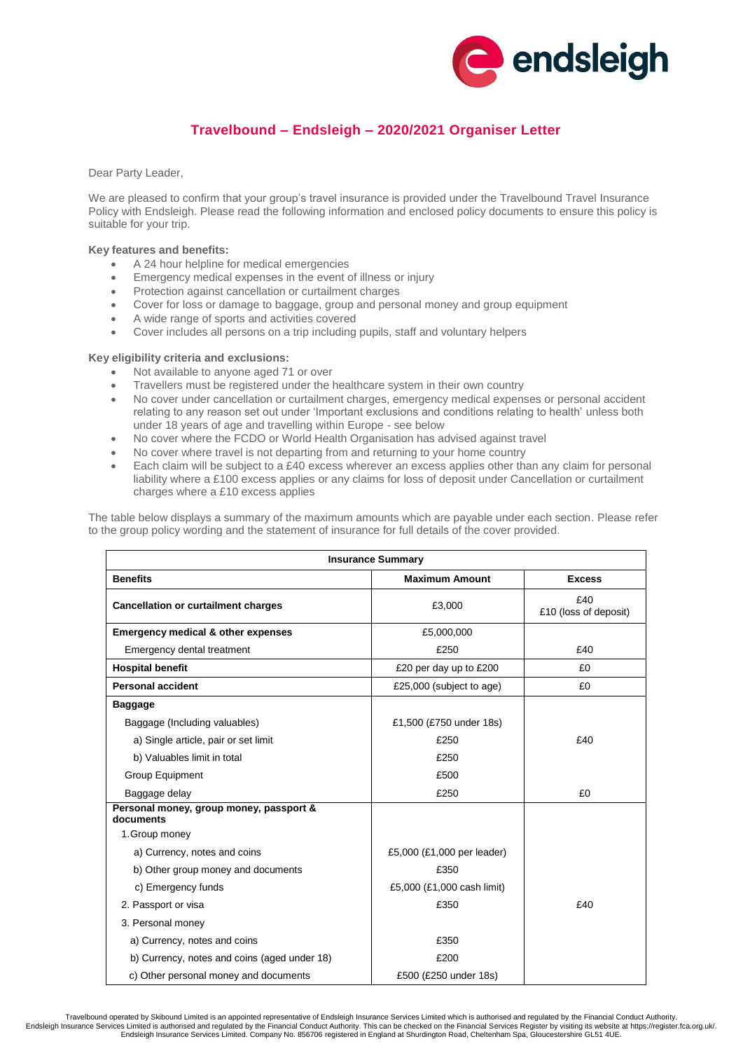## Travelbound – Endsleigh – 2020/2021 Organiser Letter

Dear Party Leader,

We are pleased to confirm that your group's travel insurance is provided under the Travelbound Travel Insurance Policy with Endsleigh. Please read the following information and enclosed policy documents to ensure this policy is suitable for your trip.

**Key features and benefits:**

- A 24 hour helpline for medical emergencies
- Emergency medical expenses in the event of illness or injury
- Protection against cancellation or curtailment charges
- Cover for loss or damage to baggage, group and personal money and group equipment
- A wide range of sports and activities covered
- Cover includes all persons on a trip including pupils, staff and voluntary helpers

**Key eligibility criteria and exclusions:**

- Not available to anyone aged 71 or over
- Travellers must be registered under the healthcare system in their own country
- No cover under cancellation or curtailment charges, emergency medical expenses or personal accident relating to any reason set out under 'Important exclusions and conditions relating to health' unless both under 18 years of age and travelling within Europe - see below
- No cover where the FCDO or World Health Organisation has advised against travel
- No cover where travel is not departing from and returning to your home country
- Each claim will be subject to a £40 excess wherever an excess applies other than any claim for personal liability where a £100 excess applies or any claims for loss of deposit under Cancellation or curtailment charges where a £10 excess applies

The table below displays a summary of the maximum amounts which are payable under each section. Please refer to the group policy wording and the statement of insurance for full details of the cover provided.

| Insurance Summary | | |
|---|---|---|
| **Benefits** | **Maximum Amount** | **Excess** |
| **Cancellation or curtailment charges** | £3,000 | £40<br>£10 (loss of deposit) |
| **Emergency medical & other expenses** | £5,000,000 | |
| Emergency dental treatment | £250 | £40 |
| **Hospital benefit** | £20 per day up to £200 | £0 |
| **Personal accident** | £25,000 (subject to age) | £0 |
| **Baggage** | | |
| Baggage (Including valuables) | £1,500 (£750 under 18s) | |
| a) Single article, pair or set limit | £250 | £40 |
| b) Valuables limit in total | £250 | |
| Group Equipment | £500 | |
| Baggage delay | £250 | £0 |
| **Personal money, group money, passport & documents** | | |
| 1. Group money | | |
| a) Currency, notes and coins | £5,000 (£1,000 per leader) | |
| b) Other group money and documents | £350 | |
| c) Emergency funds | £5,000 (£1,000 cash limit) | |
| 2. Passport or visa | £350 | £40 |
| 3. Personal money | | |
| a) Currency, notes and coins | £350 | |
| b) Currency, notes and coins (aged under 18) | £200 | |
| c) Other personal money and documents | £500 (£250 under 18s) | |

Travelbound operated by Skibound Limited is an appointed representative of Endsleigh Insurance Services Limited which is authorised and regulated by the Financial Conduct Authority. Endsleigh Insurance Services Limited is authorised and regulated by the Financial Conduct Authority. This can be checked on the Financial Services Register by visiting its website at https://register.fca.org.uk/. Endsleigh Insurance Services Limited. Company No. 856706 registered in England at Shurdington Road, Cheltenham Spa, Gloucestershire GL51 4UE.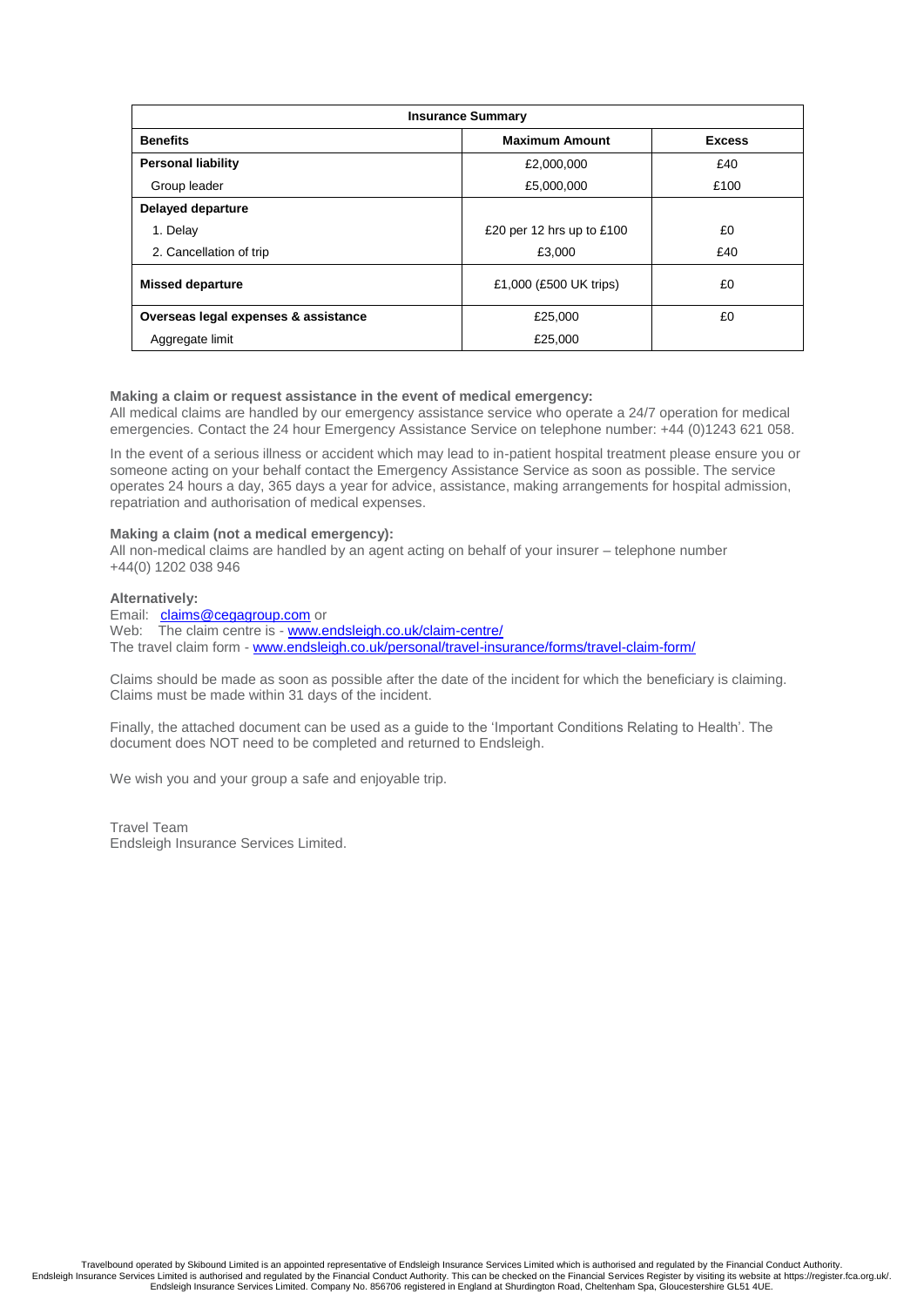| Insurance Summary | | |
|---|---|---|
| **Benefits** | **Maximum Amount** | **Excess** |
| **Personal liability** | £2,000,000 | £40 |
| Group leader | £5,000,000 | £100 |
| **Delayed departure** | | |
| 1. Delay | £20 per 12 hrs up to £100 | £0 |
| 2. Cancellation of trip | £3,000 | £40 |
| **Missed departure** | £1,000 (£500 UK trips) | £0 |
| **Overseas legal expenses & assistance** | £25,000 | £0 |
| Aggregate limit | £25,000 | |

**Making a claim or request assistance in the event of medical emergency:**
All medical claims are handled by our emergency assistance service who operate a 24/7 operation for medical emergencies. Contact the 24 hour Emergency Assistance Service on telephone number: +44 (0)1243 621 058.

In the event of a serious illness or accident which may lead to in-patient hospital treatment please ensure you or someone acting on your behalf contact the Emergency Assistance Service as soon as possible. The service operates 24 hours a day, 365 days a year for advice, assistance, making arrangements for hospital admission, repatriation and authorisation of medical expenses.

**Making a claim (not a medical emergency):**
All non-medical claims are handled by an agent acting on behalf of your insurer – telephone number +44(0) 1202 038 946

**Alternatively:**
Email: claims@cegagroup.com or
Web: The claim centre is - www.endsleigh.co.uk/claim-centre/
The travel claim form - www.endsleigh.co.uk/personal/travel-insurance/forms/travel-claim-form/

Claims should be made as soon as possible after the date of the incident for which the beneficiary is claiming. Claims must be made within 31 days of the incident.

Finally, the attached document can be used as a guide to the 'Important Conditions Relating to Health'. The document does NOT need to be completed and returned to Endsleigh.

We wish you and your group a safe and enjoyable trip.

Travel Team
Endsleigh Insurance Services Limited.

Travelbound operated by Skibound Limited is an appointed representative of Endsleigh Insurance Services Limited which is authorised and regulated by the Financial Conduct Authority.
Endsleigh Insurance Services Limited is authorised and regulated by the Financial Conduct Authority. This can be checked on the Financial Services Register by visiting its website at https://register.fca.org.uk/.
Endsleigh Insurance Services Limited. Company No. 856706 registered in England at Shurdington Road, Cheltenham Spa, Gloucestershire GL51 4UE.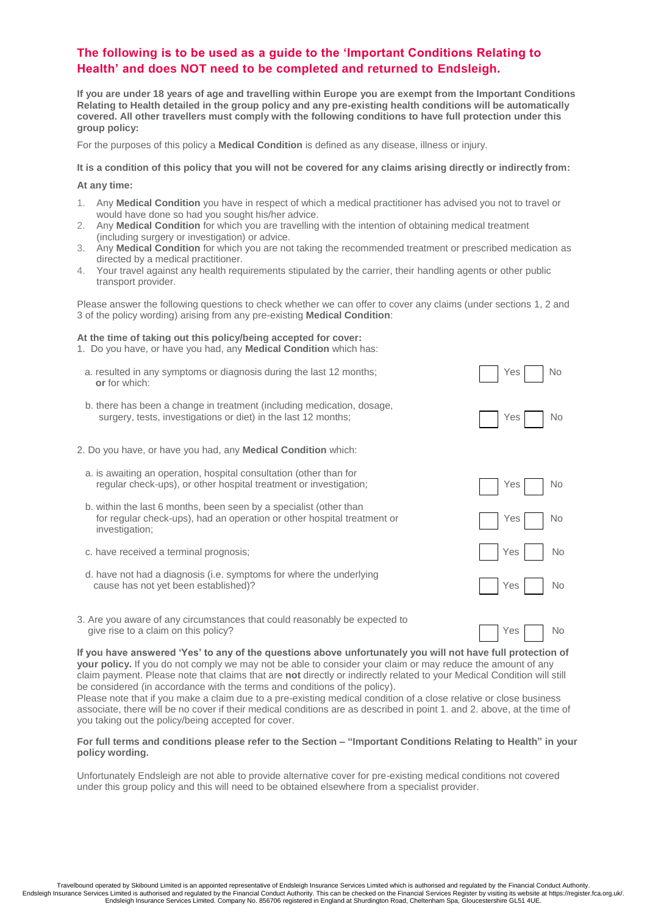## The following is to be used as a guide to the 'Important Conditions Relating to Health' and does NOT need to be completed and returned to Endsleigh.

**If you are under 18 years of age and travelling within Europe you are exempt from the Important Conditions Relating to Health detailed in the group policy and any pre-existing health conditions will be automatically covered. All other travellers must comply with the following conditions to have full protection under this group policy:**

For the purposes of this policy a **Medical Condition** is defined as any disease, illness or injury.

**It is a condition of this policy that you will not be covered for any claims arising directly or indirectly from:**

**At any time:**

1. Any **Medical Condition** you have in respect of which a medical practitioner has advised you not to travel or would have done so had you sought his/her advice.
2. Any **Medical Condition** for which you are travelling with the intention of obtaining medical treatment (including surgery or investigation) or advice.
3. Any **Medical Condition** for which you are not taking the recommended treatment or prescribed medication as directed by a medical practitioner.
4. Your travel against any health requirements stipulated by the carrier, their handling agents or other public transport provider.

Please answer the following questions to check whether we can offer to cover any claims (under sections 1, 2 and 3 of the policy wording) arising from any pre-existing **Medical Condition**:

**At the time of taking out this policy/being accepted for cover:**

1. Do you have, or have you had, any **Medical Condition** which has:

   a. resulted in any symptoms or diagnosis during the last 12 months; **or** for which: ☐ Yes ☐ No

   b. there has been a change in treatment (including medication, dosage, surgery, tests, investigations or diet) in the last 12 months; ☐ Yes ☐ No

2. Do you have, or have you had, any **Medical Condition** which:

   a. is awaiting an operation, hospital consultation (other than for regular check-ups), or other hospital treatment or investigation; ☐ Yes ☐ No

   b. within the last 6 months, been seen by a specialist (other than for regular check-ups), had an operation or other hospital treatment or investigation; ☐ Yes ☐ No

   c. have received a terminal prognosis; ☐ Yes ☐ No

   d. have not had a diagnosis (i.e. symptoms for where the underlying cause has not yet been established)? ☐ Yes ☐ No

3. Are you aware of any circumstances that could reasonably be expected to give rise to a claim on this policy? ☐ Yes ☐ No

**If you have answered 'Yes' to any of the questions above unfortunately you will not have full protection of your policy.** If you do not comply we may not be able to consider your claim or may reduce the amount of any claim payment. Please note that claims that are **not** directly or indirectly related to your Medical Condition will still be considered (in accordance with the terms and conditions of the policy).
Please note that if you make a claim due to a pre-existing medical condition of a close relative or close business associate, there will be no cover if their medical conditions are as described in point 1. and 2. above, at the time of you taking out the policy/being accepted for cover.

**For full terms and conditions please refer to the Section – "Important Conditions Relating to Health" in your policy wording.**

Unfortunately Endsleigh are not able to provide alternative cover for pre-existing medical conditions not covered under this group policy and this will need to be obtained elsewhere from a specialist provider.

Travelbound operated by Skibound Limited is an appointed representative of Endsleigh Insurance Services Limited which is authorised and regulated by the Financial Conduct Authority.
Endsleigh Insurance Services Limited is authorised and regulated by the Financial Conduct Authority. This can be checked on the Financial Services Register by visiting its website at https://register.fca.org.uk/.
Endsleigh Insurance Services Limited. Company No. 856706 registered in England at Shurdington Road, Cheltenham Spa, Gloucestershire GL51 4UE.